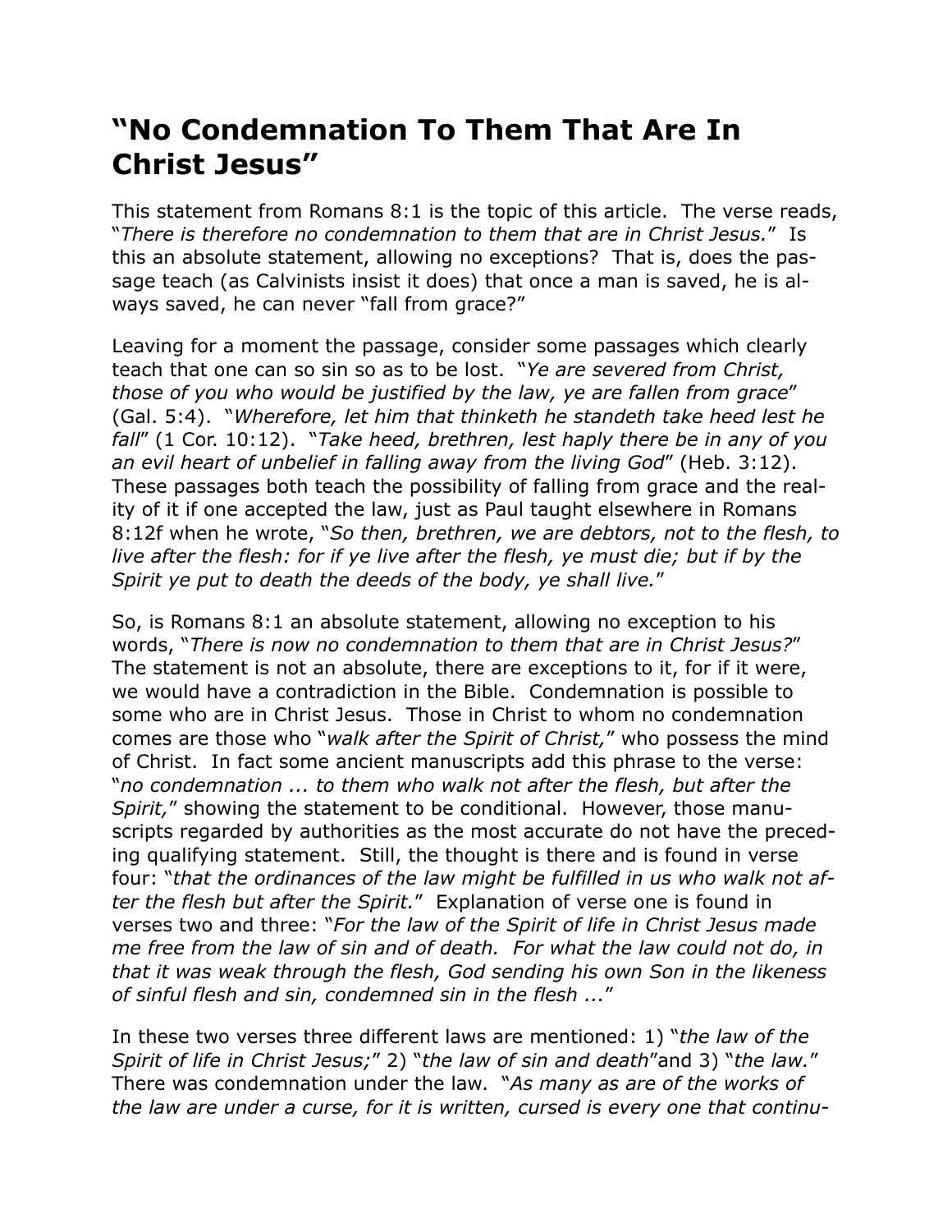# “No Condemnation To Them That Are In Christ Jesus”

This statement from Romans 8:1 is the topic of this article. The verse reads, “*There is therefore no condemnation to them that are in Christ Jesus.*” Is this an absolute statement, allowing no exceptions? That is, does the passage teach (as Calvinists insist it does) that once a man is saved, he is always saved, he can never “fall from grace?”

Leaving for a moment the passage, consider some passages which clearly teach that one can so sin so as to be lost. “*Ye are severed from Christ, those of you who would be justified by the law, ye are fallen from grace*” (Gal. 5:4). “*Wherefore, let him that thinketh he standeth take heed lest he fall*” (1 Cor. 10:12). “*Take heed, brethren, lest haply there be in any of you an evil heart of unbelief in falling away from the living God*” (Heb. 3:12). These passages both teach the possibility of falling from grace and the reality of it if one accepted the law, just as Paul taught elsewhere in Romans 8:12f when he wrote, “*So then, brethren, we are debtors, not to the flesh, to live after the flesh: for if ye live after the flesh, ye must die; but if by the Spirit ye put to death the deeds of the body, ye shall live.*”

So, is Romans 8:1 an absolute statement, allowing no exception to his words, “*There is now no condemnation to them that are in Christ Jesus?*” The statement is not an absolute, there are exceptions to it, for if it were, we would have a contradiction in the Bible. Condemnation is possible to some who are in Christ Jesus. Those in Christ to whom no condemnation comes are those who “*walk after the Spirit of Christ,*” who possess the mind of Christ. In fact some ancient manuscripts add this phrase to the verse: “*no condemnation ... to them who walk not after the flesh, but after the Spirit,*” showing the statement to be conditional. However, those manuscripts regarded by authorities as the most accurate do not have the preceding qualifying statement. Still, the thought is there and is found in verse four: “*that the ordinances of the law might be fulfilled in us who walk not after the flesh but after the Spirit.*” Explanation of verse one is found in verses two and three: “*For the law of the Spirit of life in Christ Jesus made me free from the law of sin and of death. For what the law could not do, in that it was weak through the flesh, God sending his own Son in the likeness of sinful flesh and sin, condemned sin in the flesh ...*”

In these two verses three different laws are mentioned: 1) “*the law of the Spirit of life in Christ Jesus;*” 2) “*the law of sin and death*”and 3) “*the law.*” There was condemnation under the law. “*As many as are of the works of the law are under a curse, for it is written, cursed is every one that continu-*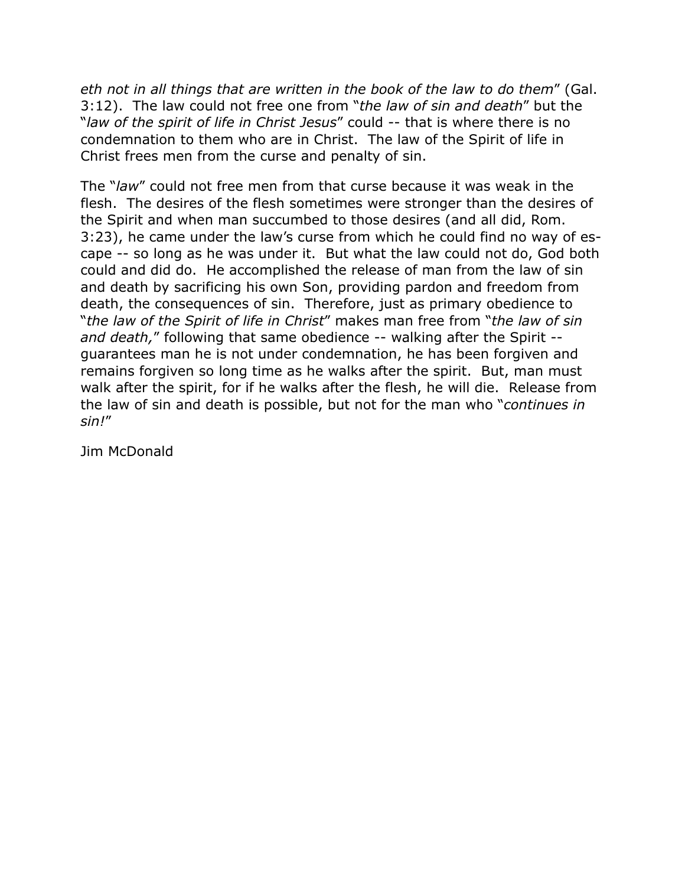*eth not in all things that are written in the book of the law to do them*" (Gal. 3:12). The law could not free one from "*the law of sin and death*" but the "*law of the spirit of life in Christ Jesus*" could -- that is where there is no condemnation to them who are in Christ. The law of the Spirit of life in Christ frees men from the curse and penalty of sin.

The "*law*" could not free men from that curse because it was weak in the flesh. The desires of the flesh sometimes were stronger than the desires of the Spirit and when man succumbed to those desires (and all did, Rom. 3:23), he came under the law's curse from which he could find no way of escape -- so long as he was under it. But what the law could not do, God both could and did do. He accomplished the release of man from the law of sin and death by sacrificing his own Son, providing pardon and freedom from death, the consequences of sin. Therefore, just as primary obedience to "*the law of the Spirit of life in Christ*" makes man free from "*the law of sin and death,*" following that same obedience -- walking after the Spirit -- guarantees man he is not under condemnation, he has been forgiven and remains forgiven so long time as he walks after the spirit. But, man must walk after the spirit, for if he walks after the flesh, he will die. Release from the law of sin and death is possible, but not for the man who "*continues in sin!*"

Jim McDonald